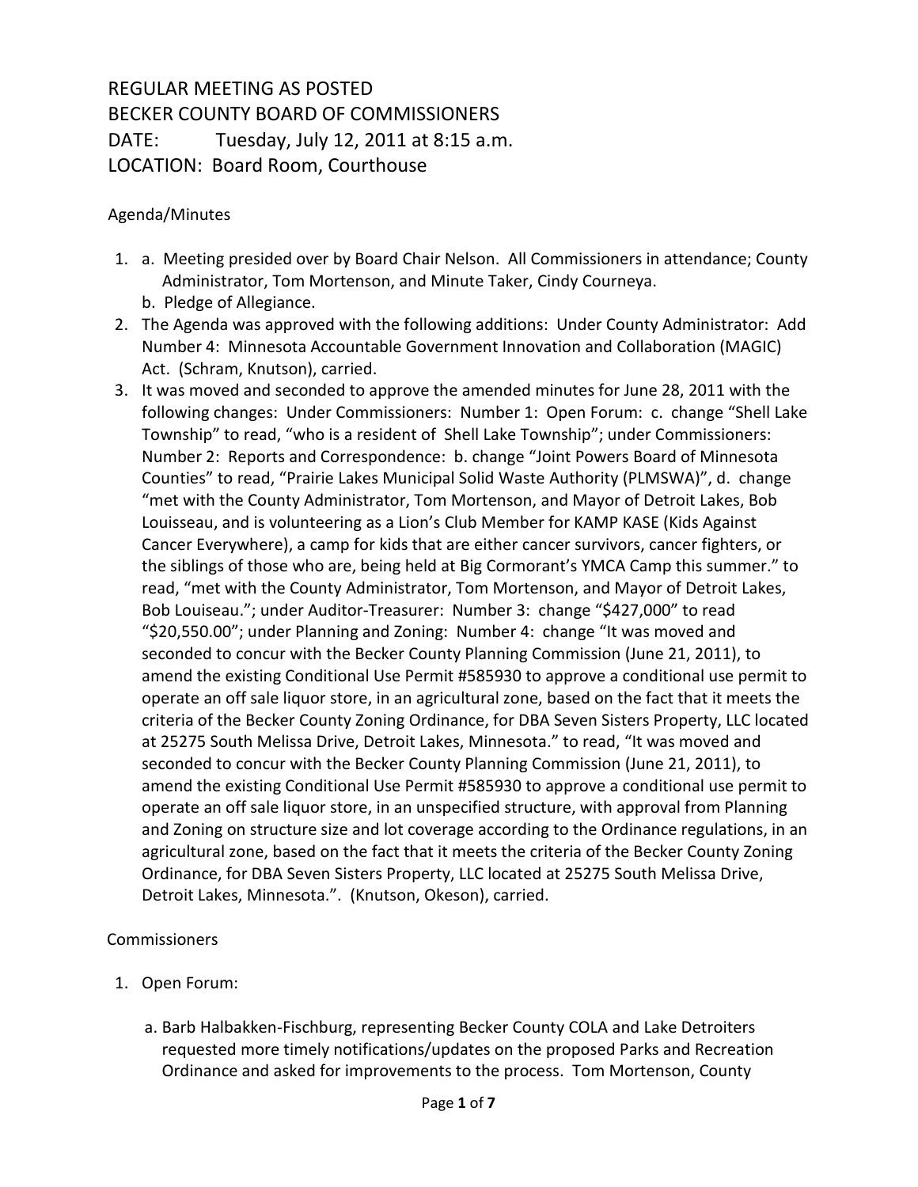# REGULAR MEETING AS POSTED
# BECKER COUNTY BOARD OF COMMISSIONERS
# DATE: Tuesday, July 12, 2011 at 8:15 a.m.
# LOCATION: Board Room, Courthouse

Agenda/Minutes

1. a. Meeting presided over by Board Chair Nelson. All Commissioners in attendance; County Administrator, Tom Mortenson, and Minute Taker, Cindy Courneya.
   b. Pledge of Allegiance.
2. The Agenda was approved with the following additions: Under County Administrator: Add Number 4: Minnesota Accountable Government Innovation and Collaboration (MAGIC) Act. (Schram, Knutson), carried.
3. It was moved and seconded to approve the amended minutes for June 28, 2011 with the following changes: Under Commissioners: Number 1: Open Forum: c. change "Shell Lake Township" to read, "who is a resident of Shell Lake Township"; under Commissioners: Number 2: Reports and Correspondence: b. change "Joint Powers Board of Minnesota Counties" to read, "Prairie Lakes Municipal Solid Waste Authority (PLMSWA)", d. change "met with the County Administrator, Tom Mortenson, and Mayor of Detroit Lakes, Bob Louisseau, and is volunteering as a Lion's Club Member for KAMP KASE (Kids Against Cancer Everywhere), a camp for kids that are either cancer survivors, cancer fighters, or the siblings of those who are, being held at Big Cormorant's YMCA Camp this summer." to read, "met with the County Administrator, Tom Mortenson, and Mayor of Detroit Lakes, Bob Louiseau."; under Auditor-Treasurer: Number 3: change "$427,000" to read "$20,550.00"; under Planning and Zoning: Number 4: change "It was moved and seconded to concur with the Becker County Planning Commission (June 21, 2011), to amend the existing Conditional Use Permit #585930 to approve a conditional use permit to operate an off sale liquor store, in an agricultural zone, based on the fact that it meets the criteria of the Becker County Zoning Ordinance, for DBA Seven Sisters Property, LLC located at 25275 South Melissa Drive, Detroit Lakes, Minnesota." to read, "It was moved and seconded to concur with the Becker County Planning Commission (June 21, 2011), to amend the existing Conditional Use Permit #585930 to approve a conditional use permit to operate an off sale liquor store, in an unspecified structure, with approval from Planning and Zoning on structure size and lot coverage according to the Ordinance regulations, in an agricultural zone, based on the fact that it meets the criteria of the Becker County Zoning Ordinance, for DBA Seven Sisters Property, LLC located at 25275 South Melissa Drive, Detroit Lakes, Minnesota.". (Knutson, Okeson), carried.

Commissioners

1. Open Forum:

   a. Barb Halbakken-Fischburg, representing Becker County COLA and Lake Detroiters requested more timely notifications/updates on the proposed Parks and Recreation Ordinance and asked for improvements to the process. Tom Mortenson, County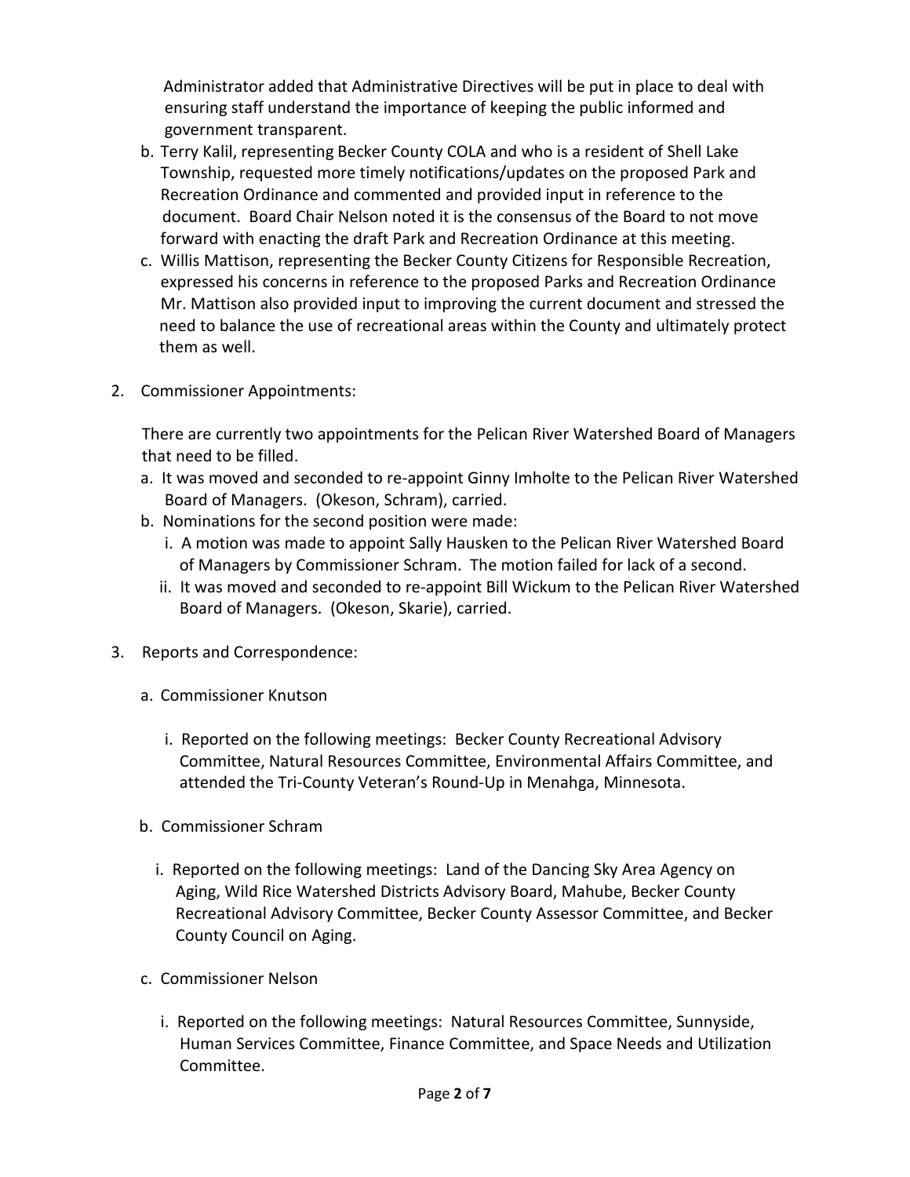Administrator added that Administrative Directives will be put in place to deal with ensuring staff understand the importance of keeping the public informed and government transparent.

b. Terry Kalil, representing Becker County COLA and who is a resident of Shell Lake Township, requested more timely notifications/updates on the proposed Park and Recreation Ordinance and commented and provided input in reference to the document. Board Chair Nelson noted it is the consensus of the Board to not move forward with enacting the draft Park and Recreation Ordinance at this meeting.

c. Willis Mattison, representing the Becker County Citizens for Responsible Recreation, expressed his concerns in reference to the proposed Parks and Recreation Ordinance Mr. Mattison also provided input to improving the current document and stressed the need to balance the use of recreational areas within the County and ultimately protect them as well.

2. Commissioner Appointments:

   There are currently two appointments for the Pelican River Watershed Board of Managers that need to be filled.

   a. It was moved and seconded to re-appoint Ginny Imholte to the Pelican River Watershed Board of Managers. (Okeson, Schram), carried.
   b. Nominations for the second position were made:
      i. A motion was made to appoint Sally Hausken to the Pelican River Watershed Board of Managers by Commissioner Schram. The motion failed for lack of a second.
      ii. It was moved and seconded to re-appoint Bill Wickum to the Pelican River Watershed Board of Managers. (Okeson, Skarie), carried.

3. Reports and Correspondence:

   a. Commissioner Knutson

      i. Reported on the following meetings: Becker County Recreational Advisory Committee, Natural Resources Committee, Environmental Affairs Committee, and attended the Tri-County Veteran's Round-Up in Menahga, Minnesota.

   b. Commissioner Schram

      i. Reported on the following meetings: Land of the Dancing Sky Area Agency on Aging, Wild Rice Watershed Districts Advisory Board, Mahube, Becker County Recreational Advisory Committee, Becker County Assessor Committee, and Becker County Council on Aging.

   c. Commissioner Nelson

      i. Reported on the following meetings: Natural Resources Committee, Sunnyside, Human Services Committee, Finance Committee, and Space Needs and Utilization Committee.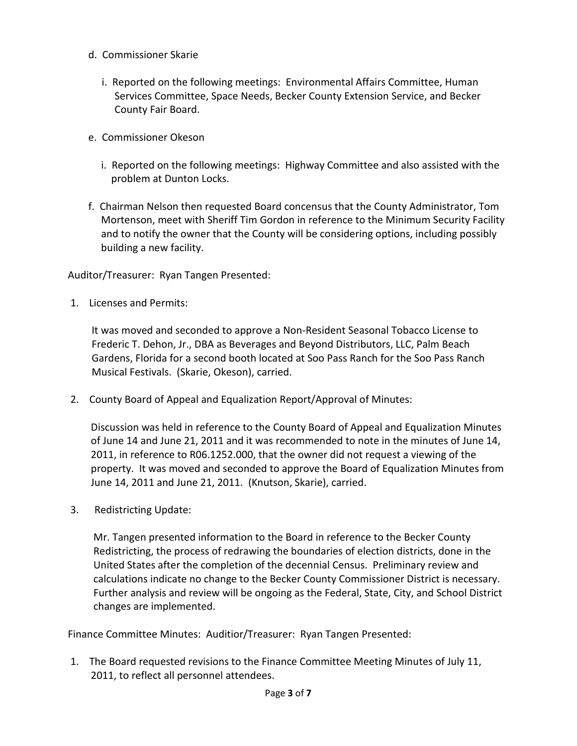d. Commissioner Skarie

   i. Reported on the following meetings: Environmental Affairs Committee, Human Services Committee, Space Needs, Becker County Extension Service, and Becker County Fair Board.

e. Commissioner Okeson

   i. Reported on the following meetings: Highway Committee and also assisted with the problem at Dunton Locks.

f. Chairman Nelson then requested Board concensus that the County Administrator, Tom Mortenson, meet with Sheriff Tim Gordon in reference to the Minimum Security Facility and to notify the owner that the County will be considering options, including possibly building a new facility.

Auditor/Treasurer: Ryan Tangen Presented:

1. Licenses and Permits:

   It was moved and seconded to approve a Non-Resident Seasonal Tobacco License to Frederic T. Dehon, Jr., DBA as Beverages and Beyond Distributors, LLC, Palm Beach Gardens, Florida for a second booth located at Soo Pass Ranch for the Soo Pass Ranch Musical Festivals. (Skarie, Okeson), carried.

2. County Board of Appeal and Equalization Report/Approval of Minutes:

   Discussion was held in reference to the County Board of Appeal and Equalization Minutes of June 14 and June 21, 2011 and it was recommended to note in the minutes of June 14, 2011, in reference to R06.1252.000, that the owner did not request a viewing of the property. It was moved and seconded to approve the Board of Equalization Minutes from June 14, 2011 and June 21, 2011. (Knutson, Skarie), carried.

3. Redistricting Update:

   Mr. Tangen presented information to the Board in reference to the Becker County Redistricting, the process of redrawing the boundaries of election districts, done in the United States after the completion of the decennial Census. Preliminary review and calculations indicate no change to the Becker County Commissioner District is necessary. Further analysis and review will be ongoing as the Federal, State, City, and School District changes are implemented.

Finance Committee Minutes: Auditior/Treasurer: Ryan Tangen Presented:

1. The Board requested revisions to the Finance Committee Meeting Minutes of July 11, 2011, to reflect all personnel attendees.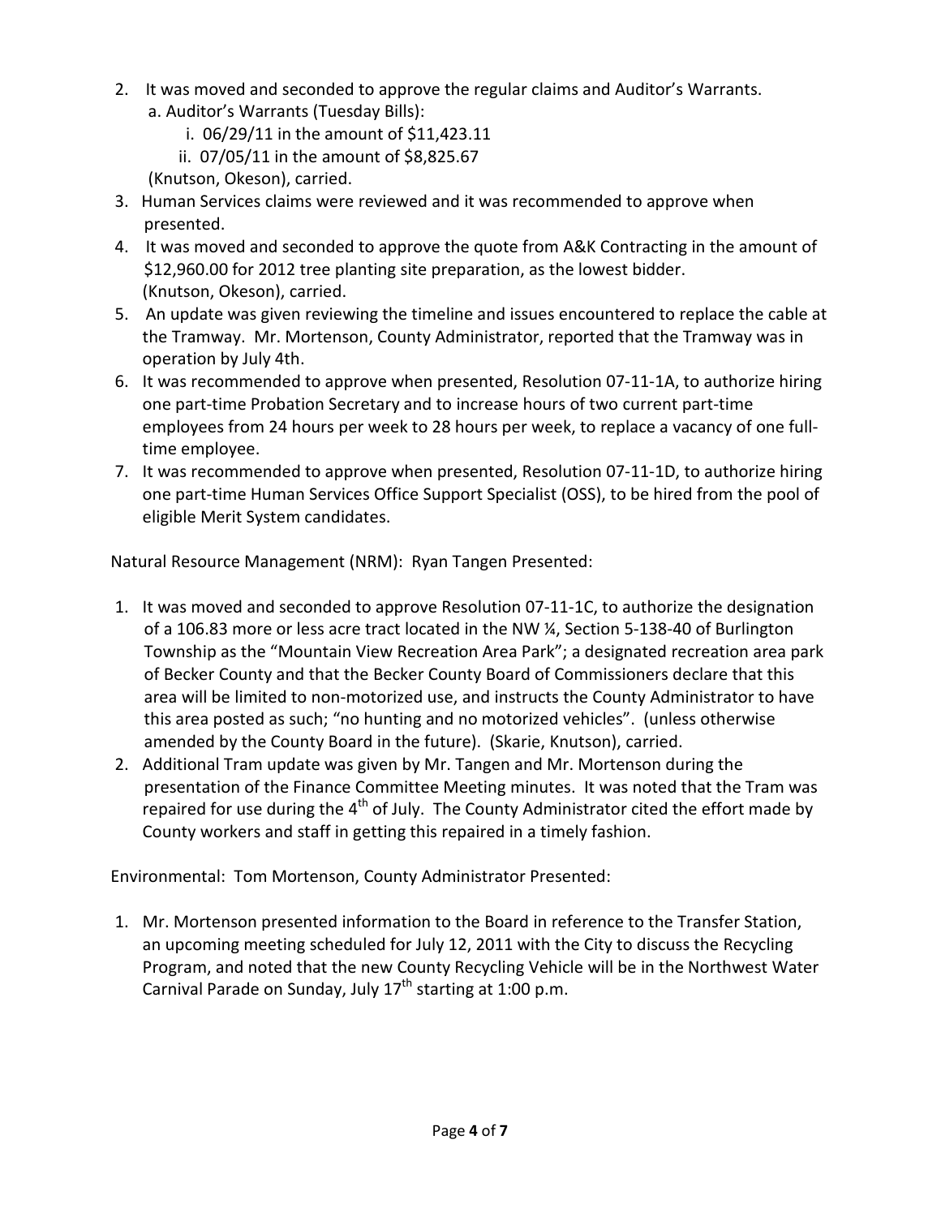2. It was moved and seconded to approve the regular claims and Auditor's Warrants.
   a. Auditor's Warrants (Tuesday Bills):
      i. 06/29/11 in the amount of $11,423.11
      ii. 07/05/11 in the amount of $8,825.67

   (Knutson, Okeson), carried.
3. Human Services claims were reviewed and it was recommended to approve when presented.
4. It was moved and seconded to approve the quote from A&K Contracting in the amount of $12,960.00 for 2012 tree planting site preparation, as the lowest bidder. (Knutson, Okeson), carried.
5. An update was given reviewing the timeline and issues encountered to replace the cable at the Tramway. Mr. Mortenson, County Administrator, reported that the Tramway was in operation by July 4th.
6. It was recommended to approve when presented, Resolution 07-11-1A, to authorize hiring one part-time Probation Secretary and to increase hours of two current part-time employees from 24 hours per week to 28 hours per week, to replace a vacancy of one full-time employee.
7. It was recommended to approve when presented, Resolution 07-11-1D, to authorize hiring one part-time Human Services Office Support Specialist (OSS), to be hired from the pool of eligible Merit System candidates.

Natural Resource Management (NRM): Ryan Tangen Presented:

1. It was moved and seconded to approve Resolution 07-11-1C, to authorize the designation of a 106.83 more or less acre tract located in the NW ¼, Section 5-138-40 of Burlington Township as the "Mountain View Recreation Area Park"; a designated recreation area park of Becker County and that the Becker County Board of Commissioners declare that this area will be limited to non-motorized use, and instructs the County Administrator to have this area posted as such; "no hunting and no motorized vehicles". (unless otherwise amended by the County Board in the future). (Skarie, Knutson), carried.
2. Additional Tram update was given by Mr. Tangen and Mr. Mortenson during the presentation of the Finance Committee Meeting minutes. It was noted that the Tram was repaired for use during the 4th of July. The County Administrator cited the effort made by County workers and staff in getting this repaired in a timely fashion.

Environmental: Tom Mortenson, County Administrator Presented:

1. Mr. Mortenson presented information to the Board in reference to the Transfer Station, an upcoming meeting scheduled for July 12, 2011 with the City to discuss the Recycling Program, and noted that the new County Recycling Vehicle will be in the Northwest Water Carnival Parade on Sunday, July 17th starting at 1:00 p.m.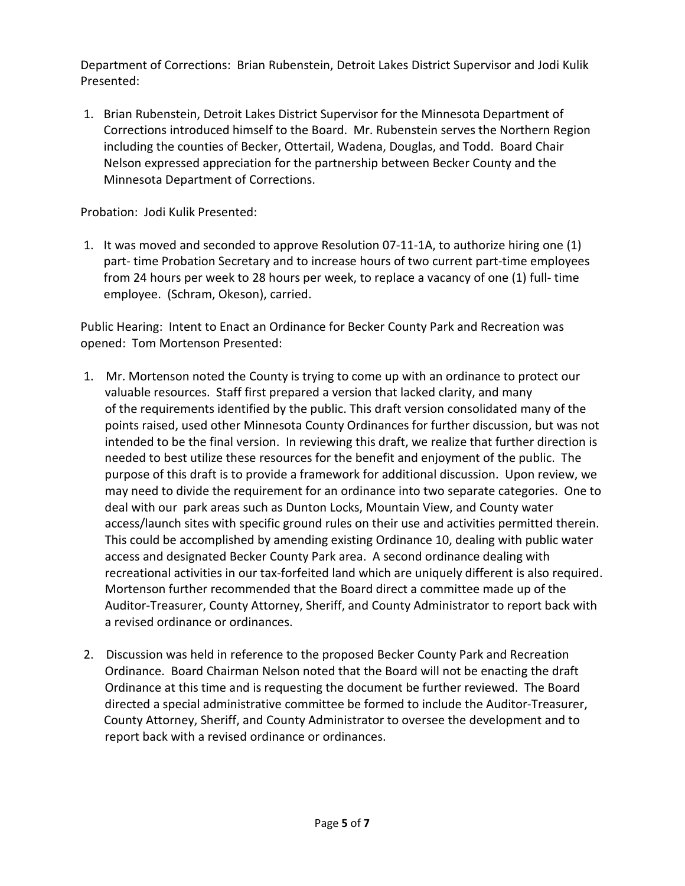Department of Corrections: Brian Rubenstein, Detroit Lakes District Supervisor and Jodi Kulik Presented:

1. Brian Rubenstein, Detroit Lakes District Supervisor for the Minnesota Department of Corrections introduced himself to the Board. Mr. Rubenstein serves the Northern Region including the counties of Becker, Ottertail, Wadena, Douglas, and Todd. Board Chair Nelson expressed appreciation for the partnership between Becker County and the Minnesota Department of Corrections.

Probation: Jodi Kulik Presented:

1. It was moved and seconded to approve Resolution 07-11-1A, to authorize hiring one (1) part- time Probation Secretary and to increase hours of two current part-time employees from 24 hours per week to 28 hours per week, to replace a vacancy of one (1) full- time employee. (Schram, Okeson), carried.

Public Hearing: Intent to Enact an Ordinance for Becker County Park and Recreation was opened: Tom Mortenson Presented:

1. Mr. Mortenson noted the County is trying to come up with an ordinance to protect our valuable resources. Staff first prepared a version that lacked clarity, and many of the requirements identified by the public. This draft version consolidated many of the points raised, used other Minnesota County Ordinances for further discussion, but was not intended to be the final version. In reviewing this draft, we realize that further direction is needed to best utilize these resources for the benefit and enjoyment of the public. The purpose of this draft is to provide a framework for additional discussion. Upon review, we may need to divide the requirement for an ordinance into two separate categories. One to deal with our park areas such as Dunton Locks, Mountain View, and County water access/launch sites with specific ground rules on their use and activities permitted therein. This could be accomplished by amending existing Ordinance 10, dealing with public water access and designated Becker County Park area. A second ordinance dealing with recreational activities in our tax-forfeited land which are uniquely different is also required. Mortenson further recommended that the Board direct a committee made up of the Auditor-Treasurer, County Attorney, Sheriff, and County Administrator to report back with a revised ordinance or ordinances.

2. Discussion was held in reference to the proposed Becker County Park and Recreation Ordinance. Board Chairman Nelson noted that the Board will not be enacting the draft Ordinance at this time and is requesting the document be further reviewed. The Board directed a special administrative committee be formed to include the Auditor-Treasurer, County Attorney, Sheriff, and County Administrator to oversee the development and to report back with a revised ordinance or ordinances.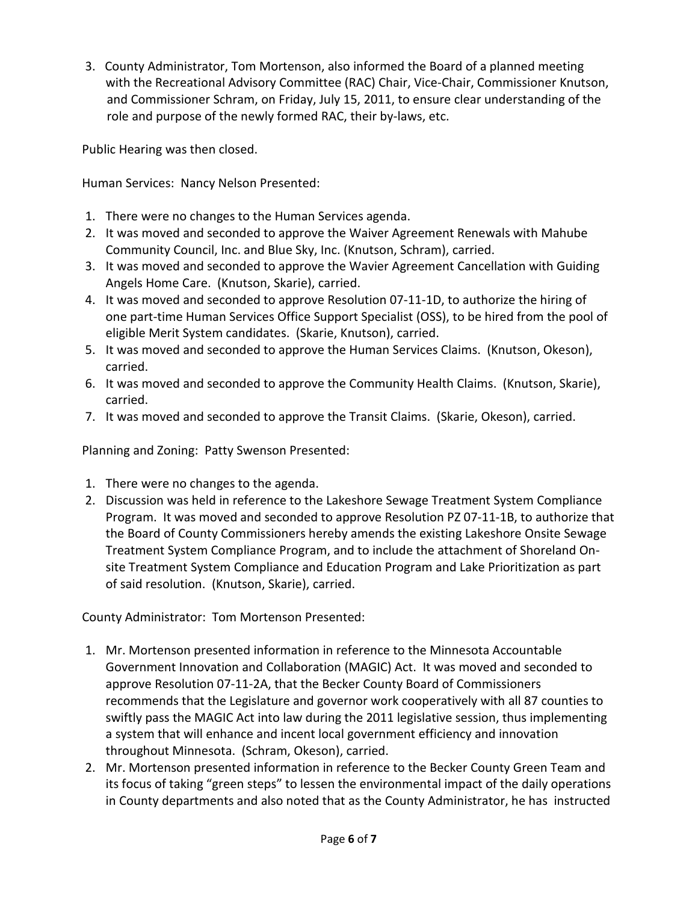3. County Administrator, Tom Mortenson, also informed the Board of a planned meeting with the Recreational Advisory Committee (RAC) Chair, Vice-Chair, Commissioner Knutson, and Commissioner Schram, on Friday, July 15, 2011, to ensure clear understanding of the role and purpose of the newly formed RAC, their by-laws, etc.

Public Hearing was then closed.

Human Services: Nancy Nelson Presented:

1. There were no changes to the Human Services agenda.
2. It was moved and seconded to approve the Waiver Agreement Renewals with Mahube Community Council, Inc. and Blue Sky, Inc. (Knutson, Schram), carried.
3. It was moved and seconded to approve the Wavier Agreement Cancellation with Guiding Angels Home Care. (Knutson, Skarie), carried.
4. It was moved and seconded to approve Resolution 07-11-1D, to authorize the hiring of one part-time Human Services Office Support Specialist (OSS), to be hired from the pool of eligible Merit System candidates. (Skarie, Knutson), carried.
5. It was moved and seconded to approve the Human Services Claims. (Knutson, Okeson), carried.
6. It was moved and seconded to approve the Community Health Claims. (Knutson, Skarie), carried.
7. It was moved and seconded to approve the Transit Claims. (Skarie, Okeson), carried.

Planning and Zoning: Patty Swenson Presented:

1. There were no changes to the agenda.
2. Discussion was held in reference to the Lakeshore Sewage Treatment System Compliance Program. It was moved and seconded to approve Resolution PZ 07-11-1B, to authorize that the Board of County Commissioners hereby amends the existing Lakeshore Onsite Sewage Treatment System Compliance Program, and to include the attachment of Shoreland On-site Treatment System Compliance and Education Program and Lake Prioritization as part of said resolution. (Knutson, Skarie), carried.

County Administrator: Tom Mortenson Presented:

1. Mr. Mortenson presented information in reference to the Minnesota Accountable Government Innovation and Collaboration (MAGIC) Act. It was moved and seconded to approve Resolution 07-11-2A, that the Becker County Board of Commissioners recommends that the Legislature and governor work cooperatively with all 87 counties to swiftly pass the MAGIC Act into law during the 2011 legislative session, thus implementing a system that will enhance and incent local government efficiency and innovation throughout Minnesota. (Schram, Okeson), carried.
2. Mr. Mortenson presented information in reference to the Becker County Green Team and its focus of taking "green steps" to lessen the environmental impact of the daily operations in County departments and also noted that as the County Administrator, he has instructed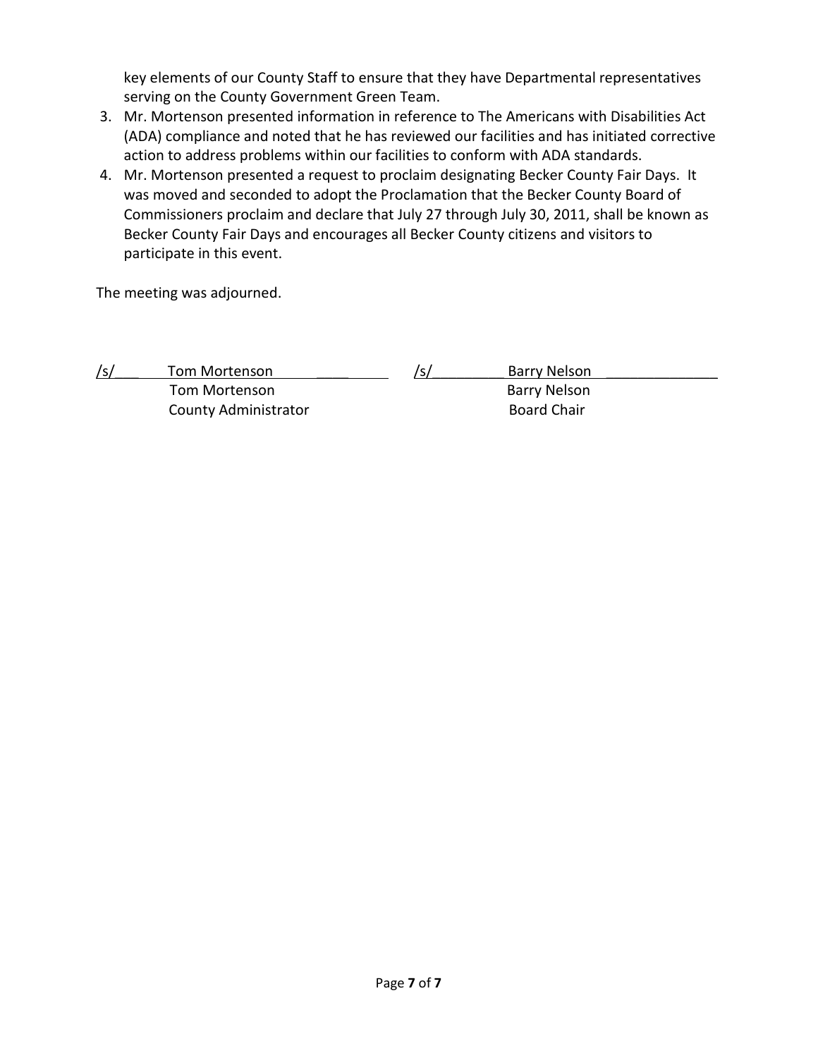key elements of our County Staff to ensure that they have Departmental representatives serving on the County Government Green Team.

3. Mr. Mortenson presented information in reference to The Americans with Disabilities Act (ADA) compliance and noted that he has reviewed our facilities and has initiated corrective action to address problems within our facilities to conform with ADA standards.
4. Mr. Mortenson presented a request to proclaim designating Becker County Fair Days. It was moved and seconded to adopt the Proclamation that the Becker County Board of Commissioners proclaim and declare that July 27 through July 30, 2011, shall be known as Becker County Fair Days and encourages all Becker County citizens and visitors to participate in this event.

The meeting was adjourned.

/s/ Tom Mortenson
Tom Mortenson
County Administrator

/s/ Barry Nelson
Barry Nelson
Board Chair